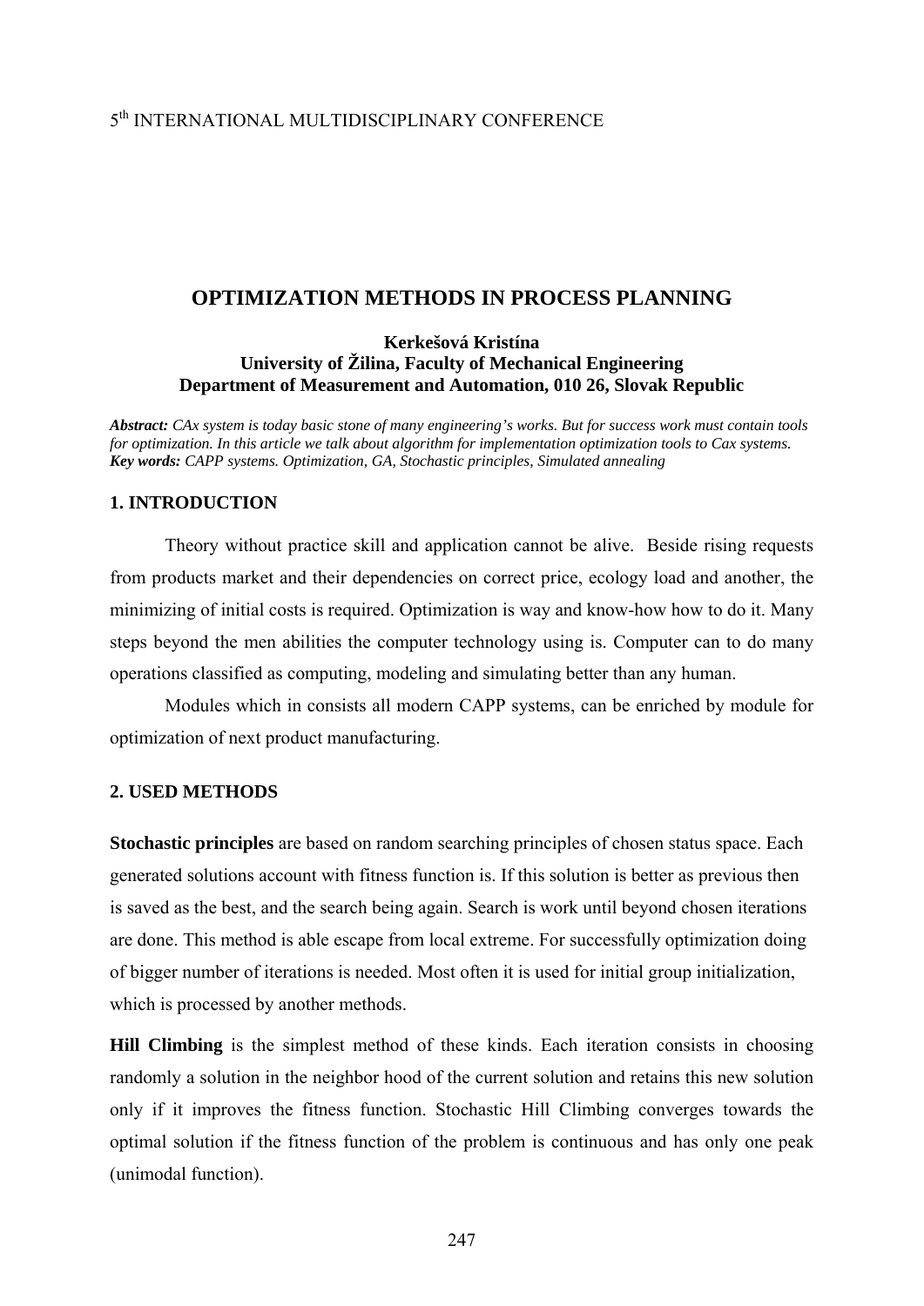5th INTERNATIONAL MULTIDISCIPLINARY CONFERENCE

# OPTIMIZATION METHODS IN PROCESS PLANNING

**Kerkešová Kristína**
**University of Žilina, Faculty of Mechanical Engineering**
**Department of Measurement and Automation, 010 26, Slovak Republic**

***Abstract:*** *CAx system is today basic stone of many engineering's works. But for success work must contain tools for optimization. In this article we talk about algorithm for implementation optimization tools to Cax systems.*
***Key words:*** *CAPP systems. Optimization, GA, Stochastic principles, Simulated annealing*

## 1. INTRODUCTION

Theory without practice skill and application cannot be alive. Beside rising requests from products market and their dependencies on correct price, ecology load and another, the minimizing of initial costs is required. Optimization is way and know-how how to do it. Many steps beyond the men abilities the computer technology using is. Computer can to do many operations classified as computing, modeling and simulating better than any human.

Modules which in consists all modern CAPP systems, can be enriched by module for optimization of next product manufacturing.

## 2. USED METHODS

**Stochastic principles** are based on random searching principles of chosen status space. Each generated solutions account with fitness function is. If this solution is better as previous then is saved as the best, and the search being again. Search is work until beyond chosen iterations are done. This method is able escape from local extreme. For successfully optimization doing of bigger number of iterations is needed. Most often it is used for initial group initialization, which is processed by another methods.

**Hill Climbing** is the simplest method of these kinds. Each iteration consists in choosing randomly a solution in the neighbor hood of the current solution and retains this new solution only if it improves the fitness function. Stochastic Hill Climbing converges towards the optimal solution if the fitness function of the problem is continuous and has only one peak (unimodal function).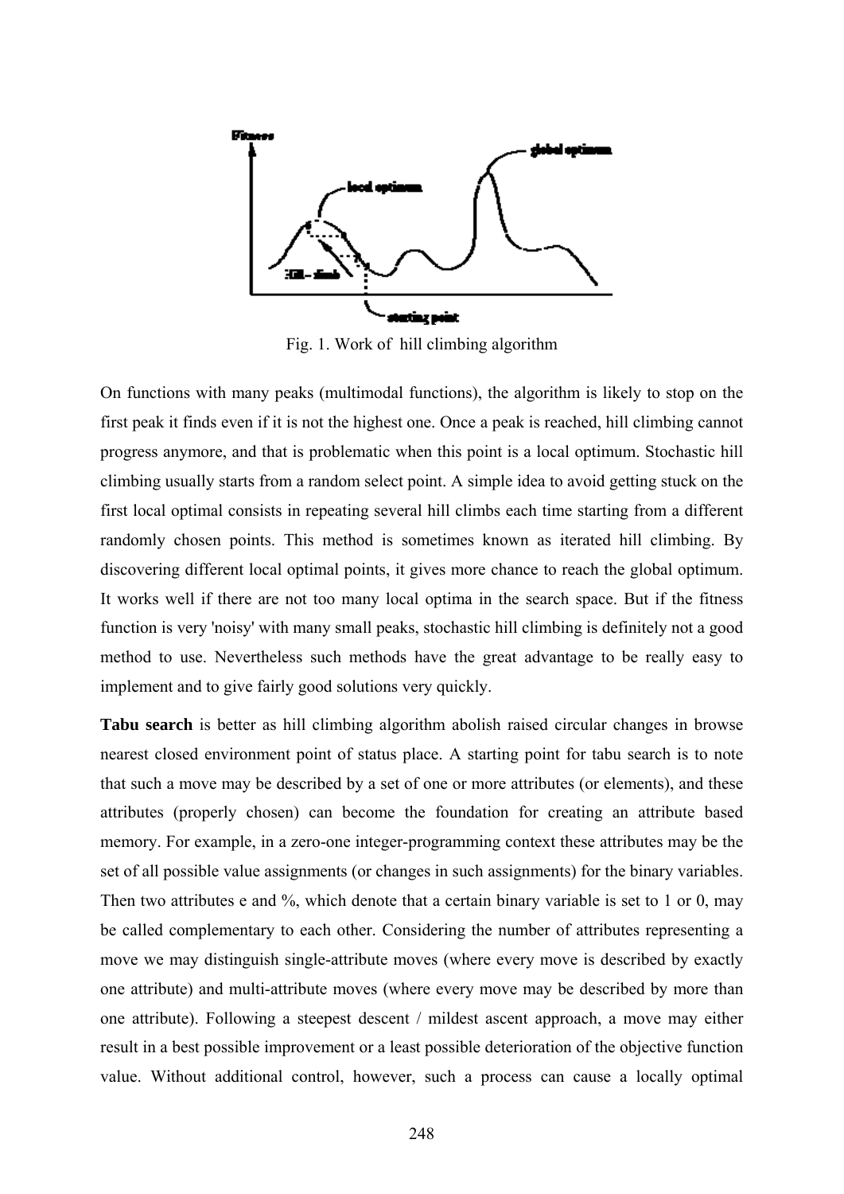Fig. 1. Work of  hill climbing algorithm

On functions with many peaks (multimodal functions), the algorithm is likely to stop on the first peak it finds even if it is not the highest one. Once a peak is reached, hill climbing cannot progress anymore, and that is problematic when this point is a local optimum. Stochastic hill climbing usually starts from a random select point. A simple idea to avoid getting stuck on the first local optimal consists in repeating several hill climbs each time starting from a different randomly chosen points. This method is sometimes known as iterated hill climbing. By discovering different local optimal points, it gives more chance to reach the global optimum. It works well if there are not too many local optima in the search space. But if the fitness function is very 'noisy' with many small peaks, stochastic hill climbing is definitely not a good method to use. Nevertheless such methods have the great advantage to be really easy to implement and to give fairly good solutions very quickly.

**Tabu search** is better as hill climbing algorithm abolish raised circular changes in browse nearest closed environment point of status place. A starting point for tabu search is to note that such a move may be described by a set of one or more attributes (or elements), and these attributes (properly chosen) can become the foundation for creating an attribute based memory. For example, in a zero-one integer-programming context these attributes may be the set of all possible value assignments (or changes in such assignments) for the binary variables. Then two attributes e and %, which denote that a certain binary variable is set to 1 or 0, may be called complementary to each other. Considering the number of attributes representing a move we may distinguish single-attribute moves (where every move is described by exactly one attribute) and multi-attribute moves (where every move may be described by more than one attribute). Following a steepest descent / mildest ascent approach, a move may either result in a best possible improvement or a least possible deterioration of the objective function value. Without additional control, however, such a process can cause a locally optimal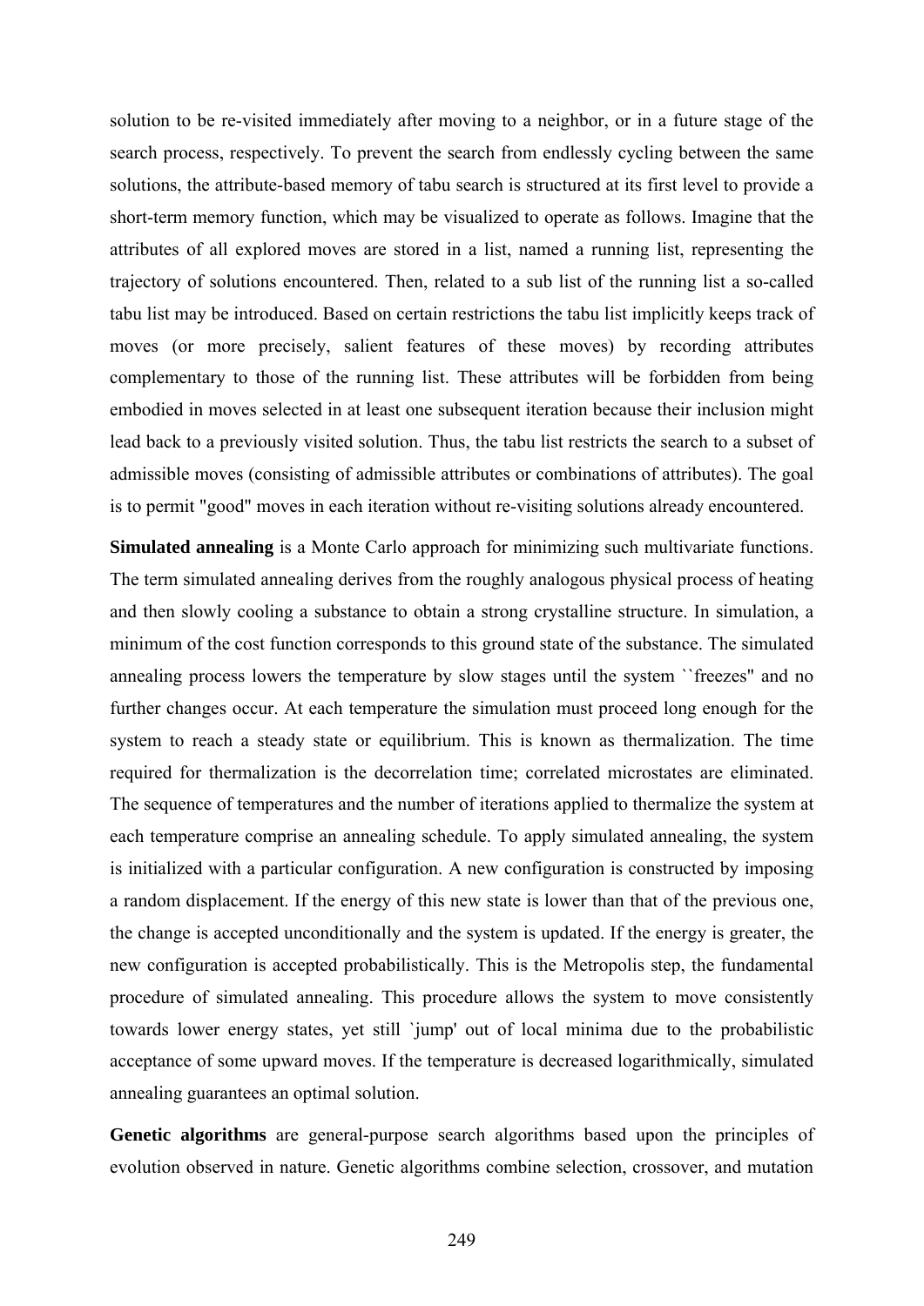solution to be re-visited immediately after moving to a neighbor, or in a future stage of the search process, respectively. To prevent the search from endlessly cycling between the same solutions, the attribute-based memory of tabu search is structured at its first level to provide a short-term memory function, which may be visualized to operate as follows. Imagine that the attributes of all explored moves are stored in a list, named a running list, representing the trajectory of solutions encountered. Then, related to a sub list of the running list a so-called tabu list may be introduced. Based on certain restrictions the tabu list implicitly keeps track of moves (or more precisely, salient features of these moves) by recording attributes complementary to those of the running list. These attributes will be forbidden from being embodied in moves selected in at least one subsequent iteration because their inclusion might lead back to a previously visited solution. Thus, the tabu list restricts the search to a subset of admissible moves (consisting of admissible attributes or combinations of attributes). The goal is to permit "good" moves in each iteration without re-visiting solutions already encountered.

**Simulated annealing** is a Monte Carlo approach for minimizing such multivariate functions. The term simulated annealing derives from the roughly analogous physical process of heating and then slowly cooling a substance to obtain a strong crystalline structure. In simulation, a minimum of the cost function corresponds to this ground state of the substance. The simulated annealing process lowers the temperature by slow stages until the system ``freezes'' and no further changes occur. At each temperature the simulation must proceed long enough for the system to reach a steady state or equilibrium. This is known as thermalization. The time required for thermalization is the decorrelation time; correlated microstates are eliminated. The sequence of temperatures and the number of iterations applied to thermalize the system at each temperature comprise an annealing schedule. To apply simulated annealing, the system is initialized with a particular configuration. A new configuration is constructed by imposing a random displacement. If the energy of this new state is lower than that of the previous one, the change is accepted unconditionally and the system is updated. If the energy is greater, the new configuration is accepted probabilistically. This is the Metropolis step, the fundamental procedure of simulated annealing. This procedure allows the system to move consistently towards lower energy states, yet still `jump' out of local minima due to the probabilistic acceptance of some upward moves. If the temperature is decreased logarithmically, simulated annealing guarantees an optimal solution.

**Genetic algorithms** are general-purpose search algorithms based upon the principles of evolution observed in nature. Genetic algorithms combine selection, crossover, and mutation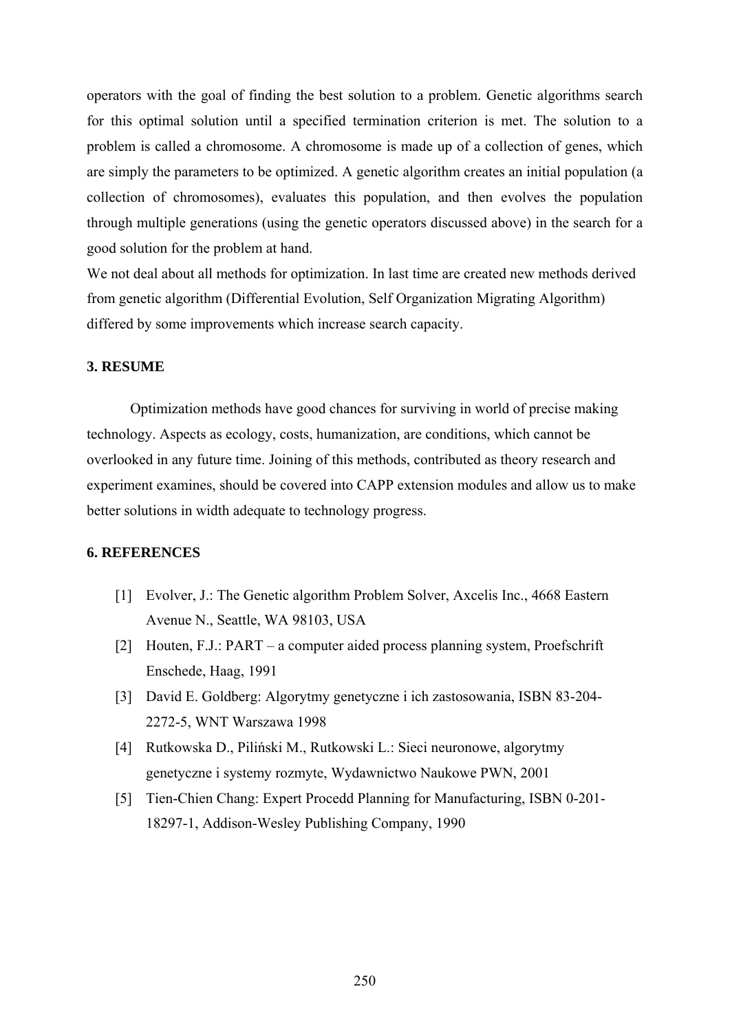operators with the goal of finding the best solution to a problem. Genetic algorithms search for this optimal solution until a specified termination criterion is met. The solution to a problem is called a chromosome. A chromosome is made up of a collection of genes, which are simply the parameters to be optimized. A genetic algorithm creates an initial population (a collection of chromosomes), evaluates this population, and then evolves the population through multiple generations (using the genetic operators discussed above) in the search for a good solution for the problem at hand.

We not deal about all methods for optimization. In last time are created new methods derived from genetic algorithm (Differential Evolution, Self Organization Migrating Algorithm) differed by some improvements which increase search capacity.

## 3. RESUME

Optimization methods have good chances for surviving in world of precise making technology. Aspects as ecology, costs, humanization, are conditions, which cannot be overlooked in any future time. Joining of this methods, contributed as theory research and experiment examines, should be covered into CAPP extension modules and allow us to make better solutions in width adequate to technology progress.

## 6. REFERENCES

[1] Evolver, J.: The Genetic algorithm Problem Solver, Axcelis Inc., 4668 Eastern Avenue N., Seattle, WA 98103, USA

[2] Houten, F.J.: PART – a computer aided process planning system, Proefschrift Enschede, Haag, 1991

[3] David E. Goldberg: Algorytmy genetyczne i ich zastosowania, ISBN 83-204-2272-5, WNT Warszawa 1998

[4] Rutkowska D., Piliński M., Rutkowski L.: Sieci neuronowe, algorytmy genetyczne i systemy rozmyte, Wydawnictwo Naukowe PWN, 2001

[5] Tien-Chien Chang: Expert Procedd Planning for Manufacturing, ISBN 0-201-18297-1, Addison-Wesley Publishing Company, 1990